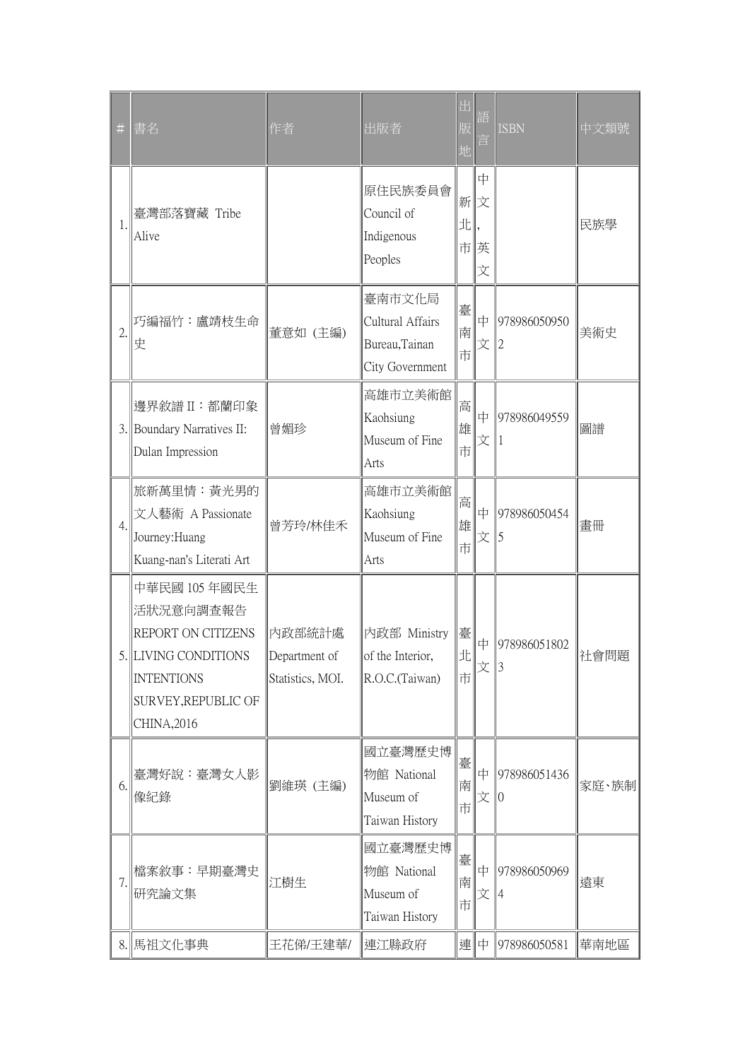| # | 書名 | 作者 | 出版者 | 出版地 | 語言 | ISBN | 中文類號 |
|---|---|---|---|---|---|---|---|
| 1. | 臺灣部落寶藏 Tribe Alive | | 原住民族委員會 Council of Indigenous Peoples | 新北市 | 中文, 英文 | | 民族學 |
| 2. | 巧編福竹：盧靖枝生命史 | 董意如（主編） | 臺南市文化局 Cultural Affairs Bureau,Tainan City Government | 臺南市 | 中文 | 9789860509502 | 美術史 |
| 3. | 邊界敘譜 II：都蘭印象 Boundary Narratives II: Dulan Impression | 曾媚珍 | 高雄市立美術館 Kaohsiung Museum of Fine Arts | 高雄市 | 中文 | 9789860495591 | 圖譜 |
| 4. | 旅新萬里情：黃光男的文人藝術 A Passionate Journey:Huang Kuang-nan's Literati Art | 曾芳玲/林佳禾 | 高雄市立美術館 Kaohsiung Museum of Fine Arts | 高雄市 | 中文 | 9789860504545 | 畫冊 |
| 5. | 中華民國 105 年國民生活狀況意向調查報告 REPORT ON CITIZENS LIVING CONDITIONS INTENTIONS SURVEY,REPUBLIC OF CHINA,2016 | 內政部統計處 Department of Statistics, MOI. | 內政部 Ministry of the Interior, R.O.C.(Taiwan) | 臺北市 | 中文 | 9789860518023 | 社會問題 |
| 6. | 臺灣好說：臺灣女人影像紀錄 | 劉維瑛（主編） | 國立臺灣歷史博物館 National Museum of Taiwan History | 臺南市 | 中文 | 9789860514360 | 家庭、族制 |
| 7. | 檔案敘事：早期臺灣史研究論文集 | 江樹生 | 國立臺灣歷史博物館 National Museum of Taiwan History | 臺南市 | 中文 | 9789860509694 | 遠東 |
| 8. | 馬祖文化事典 | 王花俤/王建華/ | 連江縣政府 | 連 | 中 | 978986050581 | 華南地區 |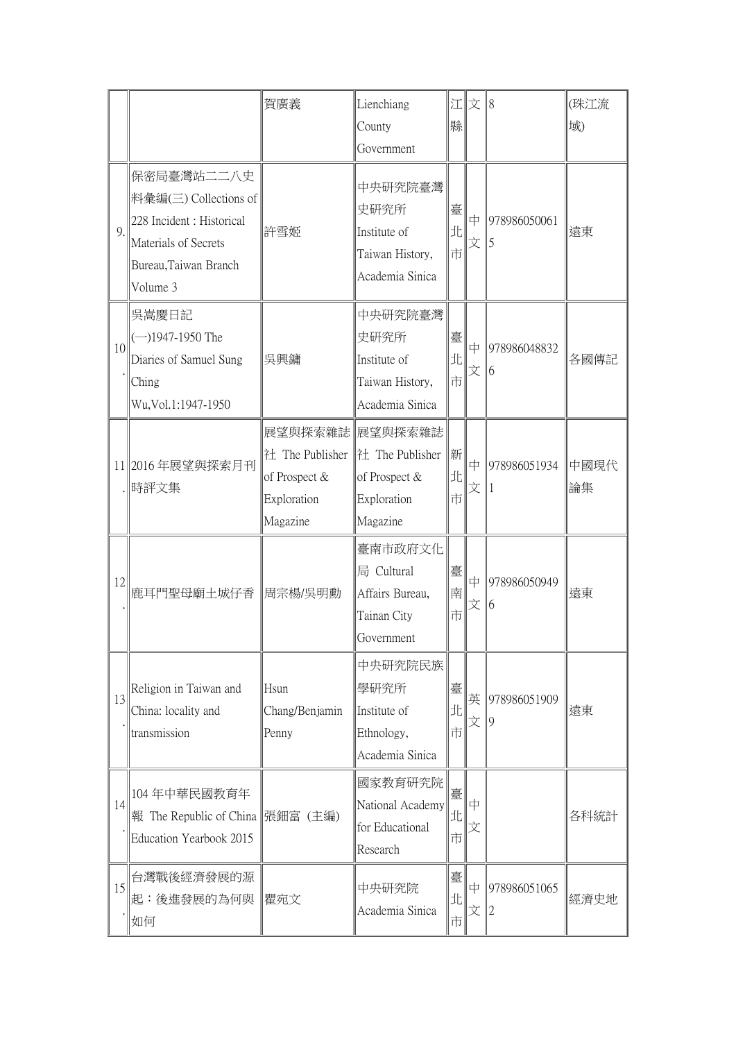|  |  |  |  |  |  |  |  |
|---|---|---|---|---|---|---|---|
|  |  | 賀廣義 | Lienchiang County Government | 江縣 | 文 | 8 | (珠江流域) |
| 9. | 保密局臺灣站二二八史料彙編(三) Collections of 228 Incident : Historical Materials of Secrets Bureau,Taiwan Branch Volume 3 | 許雪姬 | 中央研究院臺灣史研究所 Institute of Taiwan History, Academia Sinica | 臺北市 | 中文 | 9789860500615 | 遠東 |
| 10. | 吳嵩慶日記(一)1947-1950 The Diaries of Samuel Sung Ching Wu,Vol.1:1947-1950 | 吳興鏞 | 中央研究院臺灣史研究所 Institute of Taiwan History, Academia Sinica | 臺北市 | 中文 | 9789860488326 | 各國傳記 |
| 11. | 2016 年展望與探索月刊時評文集 | 展望與探索雜誌社 The Publisher of Prospect & Exploration Magazine | 展望與探索雜誌社 The Publisher of Prospect & Exploration Magazine | 新北市 | 中文 | 9789860519341 | 中國現代論集 |
| 12. | 鹿耳門聖母廟土城仔香 | 周宗楊/吳明勳 | 臺南市政府文化局 Cultural Affairs Bureau, Tainan City Government | 臺南市 | 中文 | 9789860509496 | 遠東 |
| 13. | Religion in Taiwan and China: locality and transmission | Hsun Chang/Benjamin Penny | 中央研究院民族學研究所 Institute of Ethnology, Academia Sinica | 臺北市 | 英文 | 9789860519099 | 遠東 |
| 14. | 104 年中華民國教育年報 The Republic of China Education Yearbook 2015 | 張鈿富 (主編) | 國家教育研究院 National Academy for Educational Research | 臺北市 | 中文 |  | 各科統計 |
| 15. | 台灣戰後經濟發展的源起：後進發展的為何與如何 | 瞿宛文 | 中央研究院 Academia Sinica | 臺北市 | 中文 | 9789860510652 | 經濟史地 |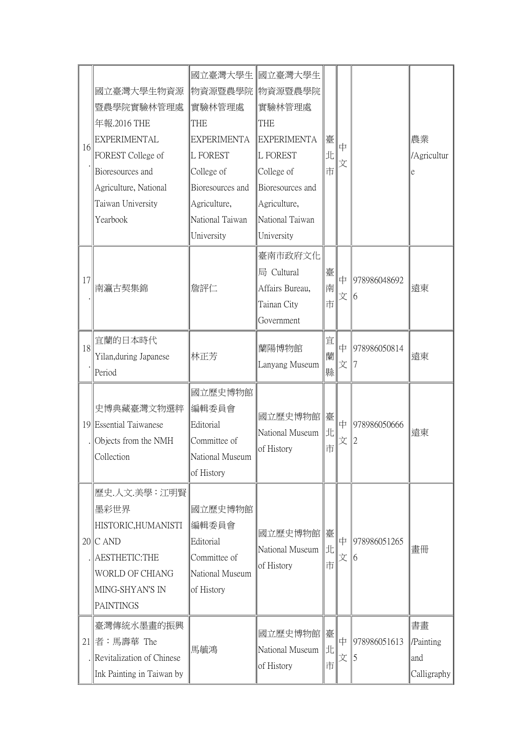| 16. | 國立臺灣大學生物資源暨農學院實驗林管理處年報.2016 THE EXPERIMENTAL FOREST College of Bioresources and Agriculture, National Taiwan University Yearbook | 國立臺灣大學生物資源暨農學院實驗林管理處 THE EXPERIMENTAL FOREST College of Bioresources and Agriculture, National Taiwan University | 國立臺灣大學生物資源暨農學院實驗林管理處 THE EXPERIMENTAL FOREST College of Bioresources and Agriculture, National Taiwan University | 臺北市 | 中文 | | 農業/Agriculture |
|---|---|---|---|---|---|---|---|
| 17. | 南瀛古契集錦 | 詹評仁 | 臺南市政府文化局 Cultural Affairs Bureau, Tainan City Government | 臺南市 | 中文 | 9789860486926 | 遠東 |
| 18. | 宜蘭的日本時代 Yilan,during Japanese Period | 林正芳 | 蘭陽博物館 Lanyang Museum | 宜蘭縣 | 中文 | 9789860508147 | 遠東 |
| 19. | 史博典藏臺灣文物選粹 Essential Taiwanese Objects from the NMH Collection | 國立歷史博物館編輯委員會 Editorial Committee of National Museum of History | 國立歷史博物館 National Museum of History | 臺北市 | 中文 | 9789860506662 | 遠東 |
| 20. | 歷史.人文.美學：江明賢墨彩世界 HISTORIC,HUMANISTIC AND AESTHETIC:THE WORLD OF CHIANG MING-SHYAN'S IN PAINTINGS | 國立歷史博物館編輯委員會 Editorial Committee of National Museum of History | 國立歷史博物館 National Museum of History | 臺北市 | 中文 | 9789860512656 | 畫冊 |
| 21. | 臺灣傳統水墨畫的振興者：馬壽華 The Revitalization of Chinese Ink Painting in Taiwan by | 馬毓鴻 | 國立歷史博物館 National Museum of History | 臺北市 | 中文 | 9789860516135 | 書畫/Painting and Calligraphy |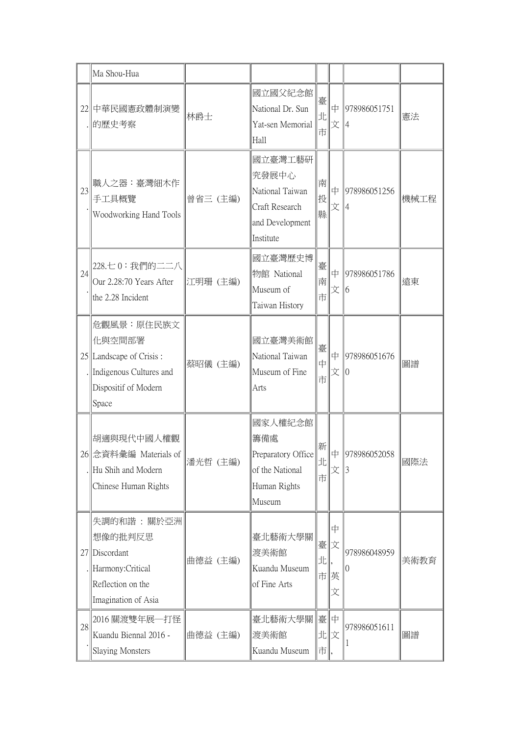| | Ma Shou-Hua | | | | | | |
|---|---|---|---|---|---|---|---|
| 22. | 中華民國憲政體制演變的歷史考察 | 林爵士 | 國立國父紀念館 National Dr. Sun Yat-sen Memorial Hall | 臺北市 | 中文 | 9789860517514 | 憲法 |
| 23. | 職人之器：臺灣細木作手工具概覽 Woodworking Hand Tools | 曾省三 (主編) | 國立臺灣工藝研究發展中心 National Taiwan Craft Research and Development Institute | 南投縣 | 中文 | 9789860512564 | 機械工程 |
| 24. | 228.七0：我們的二二八 Our 2.28:70 Years After the 2.28 Incident | 江明珊 (主編) | 國立臺灣歷史博物館 National Museum of Taiwan History | 臺南市 | 中文 | 9789860517866 | 遠東 |
| 25. | 危觀風景：原住民族文化與空間部署 Landscape of Crisis : Indigenous Cultures and Dispositif of Modern Space | 蔡昭儀 (主編) | 國立臺灣美術館 National Taiwan Museum of Fine Arts | 臺中市 | 中文 | 9789860516760 | 圖譜 |
| 26. | 胡適與現代中國人權觀念資料彙編 Materials of Hu Shih and Modern Chinese Human Rights | 潘光哲 (主編) | 國家人權紀念館籌備處 Preparatory Office of the National Human Rights Museum | 新北市 | 中文 | 9789860520583 | 國際法 |
| 27. | 失調的和諧 ： 關於亞洲想像的批判反思 Discordant Harmony:Critical Reflection on the Imagination of Asia | 曲德益 (主編) | 臺北藝術大學關渡美術館 Kuandu Museum of Fine Arts | 臺北市 | 中文, 英文 | 9789860489590 | 美術教育 |
| 28. | 2016 關渡雙年展—打怪 Kuandu Biennal 2016 - Slaying Monsters | 曲德益 (主編) | 臺北藝術大學關渡美術館 Kuandu Museum | 臺北市 | 中文, | 9789860516111 | 圖譜 |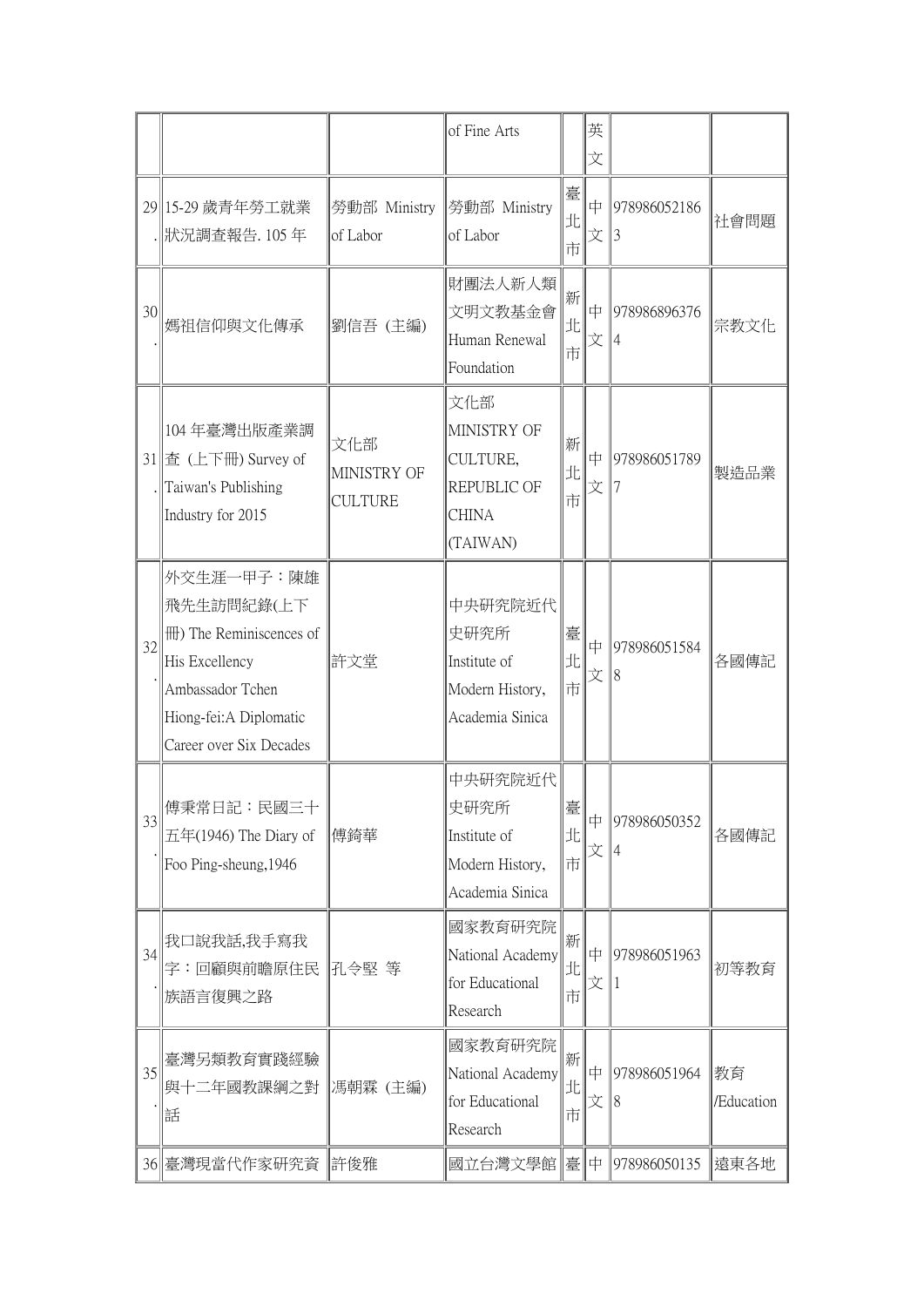| | | | of Fine Arts | | 英文 | | |
|---|---|---|---|---|---|---|---|
| 29. | 15-29 歲青年勞工就業狀況調查報告. 105 年 | 勞動部 Ministry of Labor | 勞動部 Ministry of Labor | 臺北市 | 中文 | 9789860521863 | 社會問題 |
| 30. | 媽祖信仰與文化傳承 | 劉信吾 (主編) | 財團法人新人類文明文教基金會 Human Renewal Foundation | 新北市 | 中文 | 9789868963764 | 宗教文化 |
| 31. | 104 年臺灣出版產業調查 (上下冊) Survey of Taiwan's Publishing Industry for 2015 | 文化部 MINISTRY OF CULTURE | 文化部 MINISTRY OF CULTURE, REPUBLIC OF CHINA (TAIWAN) | 新北市 | 中文 | 9789860517897 | 製造品業 |
| 32. | 外交生涯一甲子：陳雄飛先生訪問紀錄(上下冊) The Reminiscences of His Excellency Ambassador Tchen Hiong-fei:A Diplomatic Career over Six Decades | 許文堂 | 中央研究院近代史研究所 Institute of Modern History, Academia Sinica | 臺北市 | 中文 | 9789860515848 | 各國傳記 |
| 33. | 傅秉常日記：民國三十五年(1946) The Diary of Foo Ping-sheung,1946 | 傅錡華 | 中央研究院近代史研究所 Institute of Modern History, Academia Sinica | 臺北市 | 中文 | 9789860503524 | 各國傳記 |
| 34. | 我口說我話,我手寫我字：回顧與前瞻原住民族語言復興之路 | 孔令堅 等 | 國家教育研究院 National Academy for Educational Research | 新北市 | 中文 | 9789860519631 | 初等教育 |
| 35. | 臺灣另類教育實踐經驗與十二年國教課綱之對話 | 馮朝霖 (主編) | 國家教育研究院 National Academy for Educational Research | 新北市 | 中文 | 9789860519648 | 教育 /Education |
| 36 | 臺灣現當代作家研究資 | 許俊雅 | 國立台灣文學館 | 臺 | 中 | 978986050135 | 遠東各地 |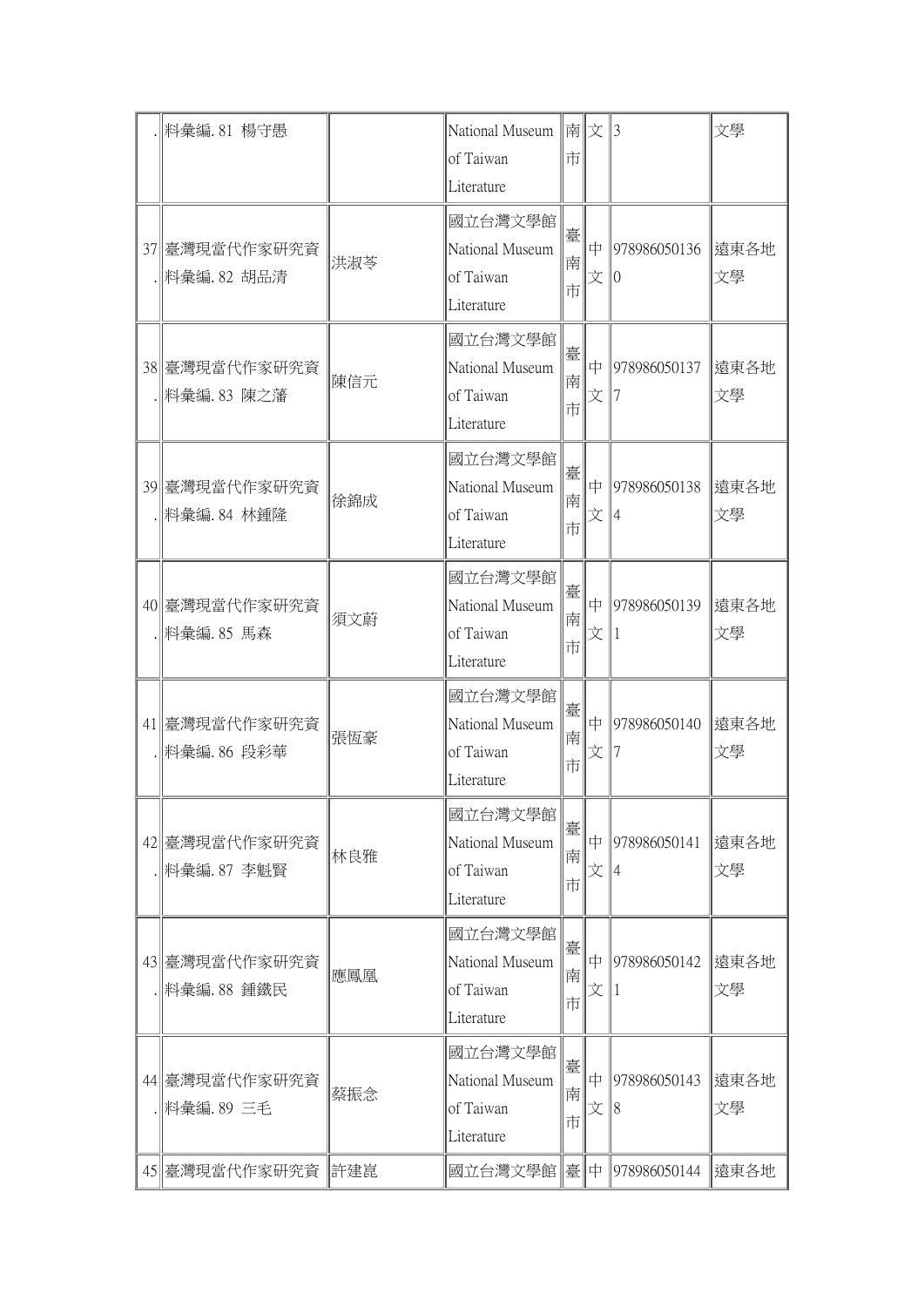| . | 料彙編. 81 楊守愚 | | National Museum of Taiwan Literature | 南市 | 文 | 3 | 文學 |
|---|---|---|---|---|---|---|---|
| 37. | 臺灣現當代作家研究資料彙編. 82 胡品清 | 洪淑苓 | 國立台灣文學館 National Museum of Taiwan Literature | 臺南市 | 中文 | 9789860501360 | 遠東各地文學 |
| 38. | 臺灣現當代作家研究資料彙編. 83 陳之藩 | 陳信元 | 國立台灣文學館 National Museum of Taiwan Literature | 臺南市 | 中文 | 9789860501377 | 遠東各地文學 |
| 39. | 臺灣現當代作家研究資料彙編. 84 林鍾隆 | 徐錦成 | 國立台灣文學館 National Museum of Taiwan Literature | 臺南市 | 中文 | 9789860501384 | 遠東各地文學 |
| 40. | 臺灣現當代作家研究資料彙編. 85 馬森 | 須文蔚 | 國立台灣文學館 National Museum of Taiwan Literature | 臺南市 | 中文 | 9789860501391 | 遠東各地文學 |
| 41. | 臺灣現當代作家研究資料彙編. 86 段彩華 | 張恆豪 | 國立台灣文學館 National Museum of Taiwan Literature | 臺南市 | 中文 | 9789860501407 | 遠東各地文學 |
| 42. | 臺灣現當代作家研究資料彙編. 87 李魁賢 | 林良雅 | 國立台灣文學館 National Museum of Taiwan Literature | 臺南市 | 中文 | 9789860501414 | 遠東各地文學 |
| 43. | 臺灣現當代作家研究資料彙編. 88 鍾鐵民 | 應鳳凰 | 國立台灣文學館 National Museum of Taiwan Literature | 臺南市 | 中文 | 9789860501421 | 遠東各地文學 |
| 44. | 臺灣現當代作家研究資料彙編. 89 三毛 | 蔡振念 | 國立台灣文學館 National Museum of Taiwan Literature | 臺南市 | 中文 | 9789860501438 | 遠東各地文學 |
| 45 | 臺灣現當代作家研究資 | 許建崑 | 國立台灣文學館 | 臺 | 中 | 978986050144 | 遠東各地 |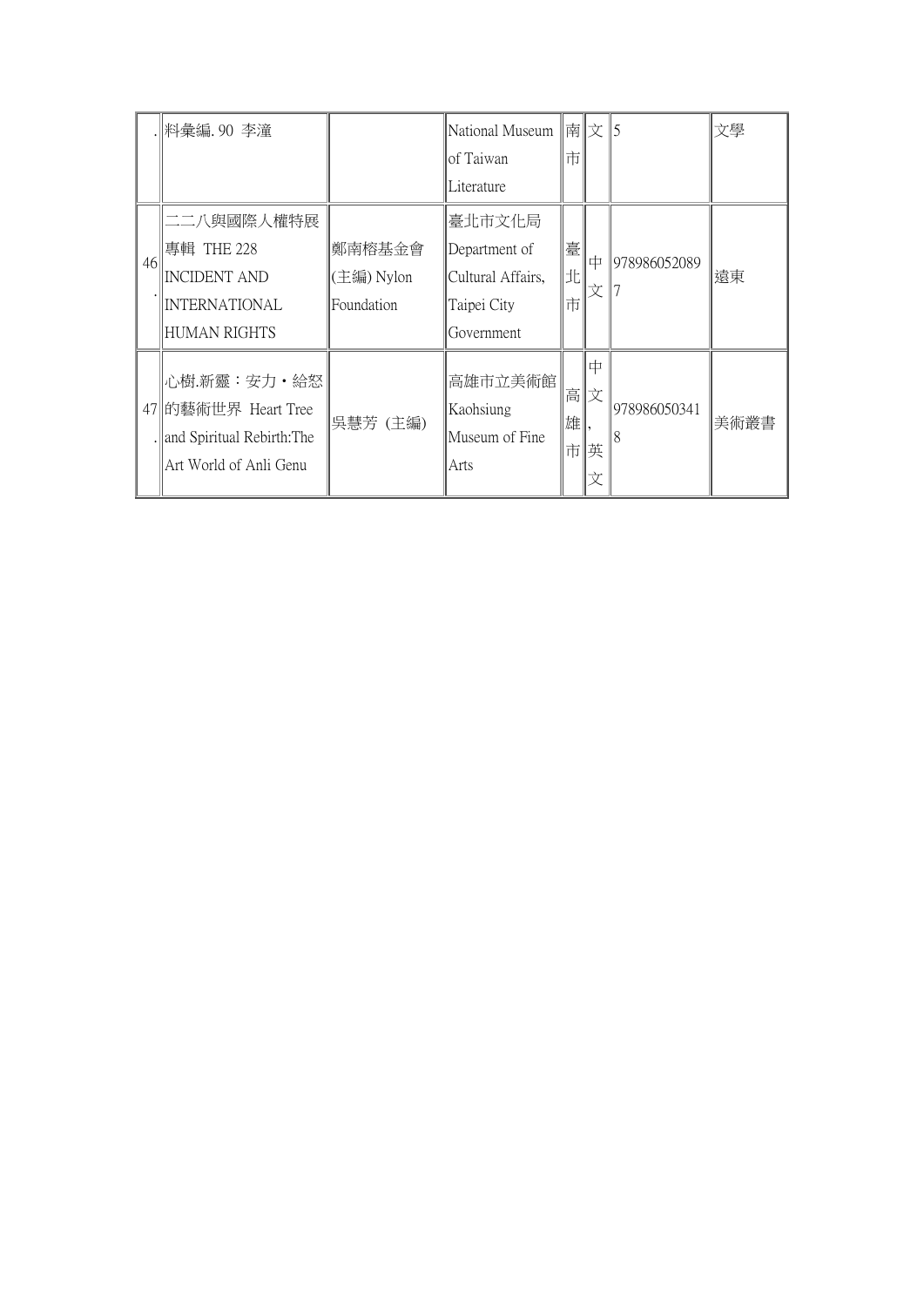| | | | | | | | |
|---|---|---|---|---|---|---|---|
| . | 料彙編. 90 李潼 | | National Museum of Taiwan Literature | 南市 | 文 | 5 | 文學 |
| 46. | 二二八與國際人權特展專輯 THE 228 INCIDENT AND INTERNATIONAL HUMAN RIGHTS | 鄭南榕基金會 (主編) Nylon Foundation | 臺北市文化局 Department of Cultural Affairs, Taipei City Government | 臺北市 | 中文 | 9789860520897 | 遠東 |
| 47. | 心樹.新靈：安力・給怒的藝術世界 Heart Tree and Spiritual Rebirth:The Art World of Anli Genu | 吳慧芳 (主編) | 高雄市立美術館 Kaohsiung Museum of Fine Arts | 高雄市 | 中文, 英文 | 9789860503418 | 美術叢書 |